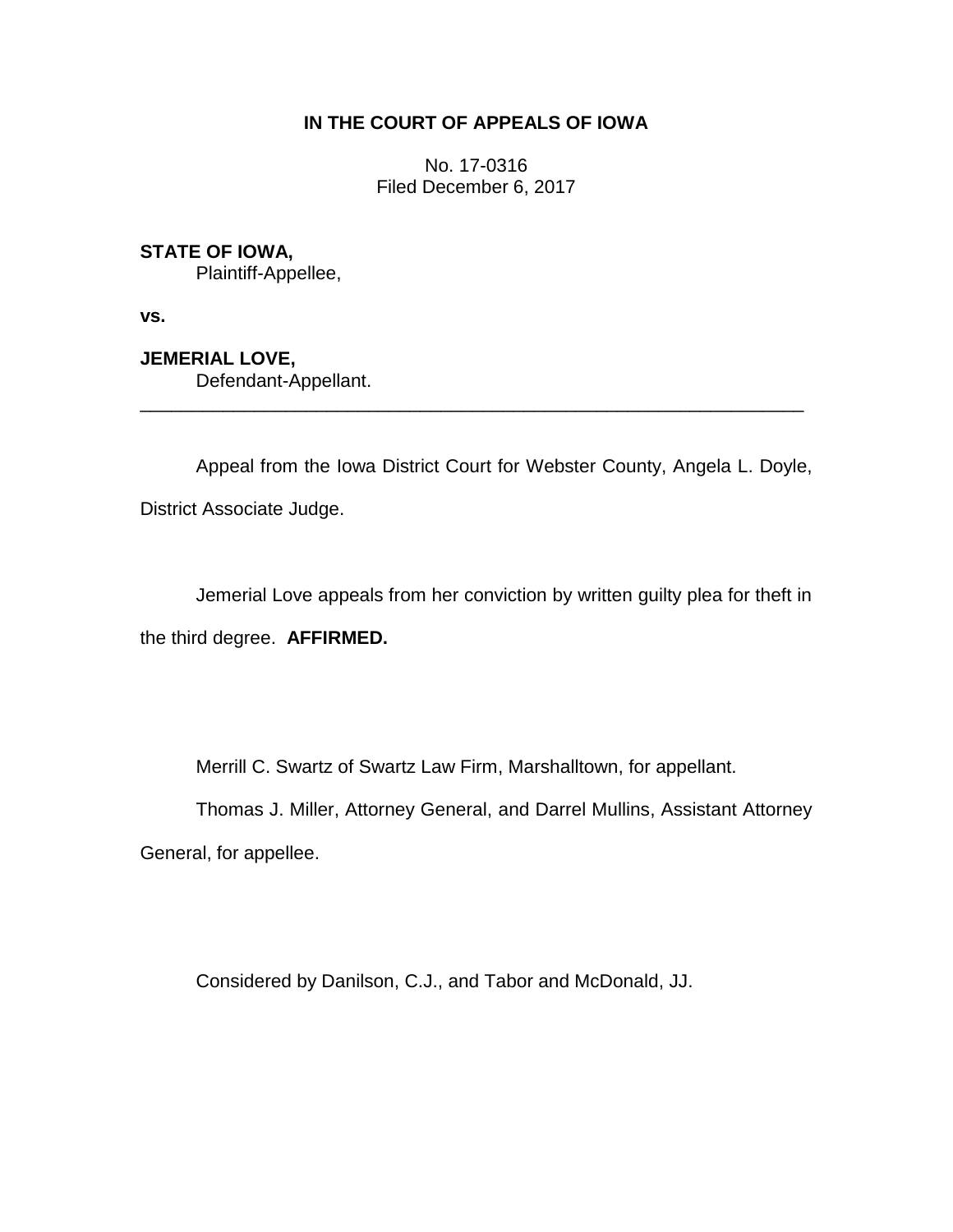**IN THE COURT OF APPEALS OF IOWA**

No. 17-0316
Filed December 6, 2017

**STATE OF IOWA,**
Plaintiff-Appellee,

**vs.**

**JEMERIAL LOVE,**
Defendant-Appellant.

---

Appeal from the Iowa District Court for Webster County, Angela L. Doyle, District Associate Judge.

Jemerial Love appeals from her conviction by written guilty plea for theft in the third degree. **AFFIRMED.**

Merrill C. Swartz of Swartz Law Firm, Marshalltown, for appellant.

Thomas J. Miller, Attorney General, and Darrel Mullins, Assistant Attorney General, for appellee.

Considered by Danilson, C.J., and Tabor and McDonald, JJ.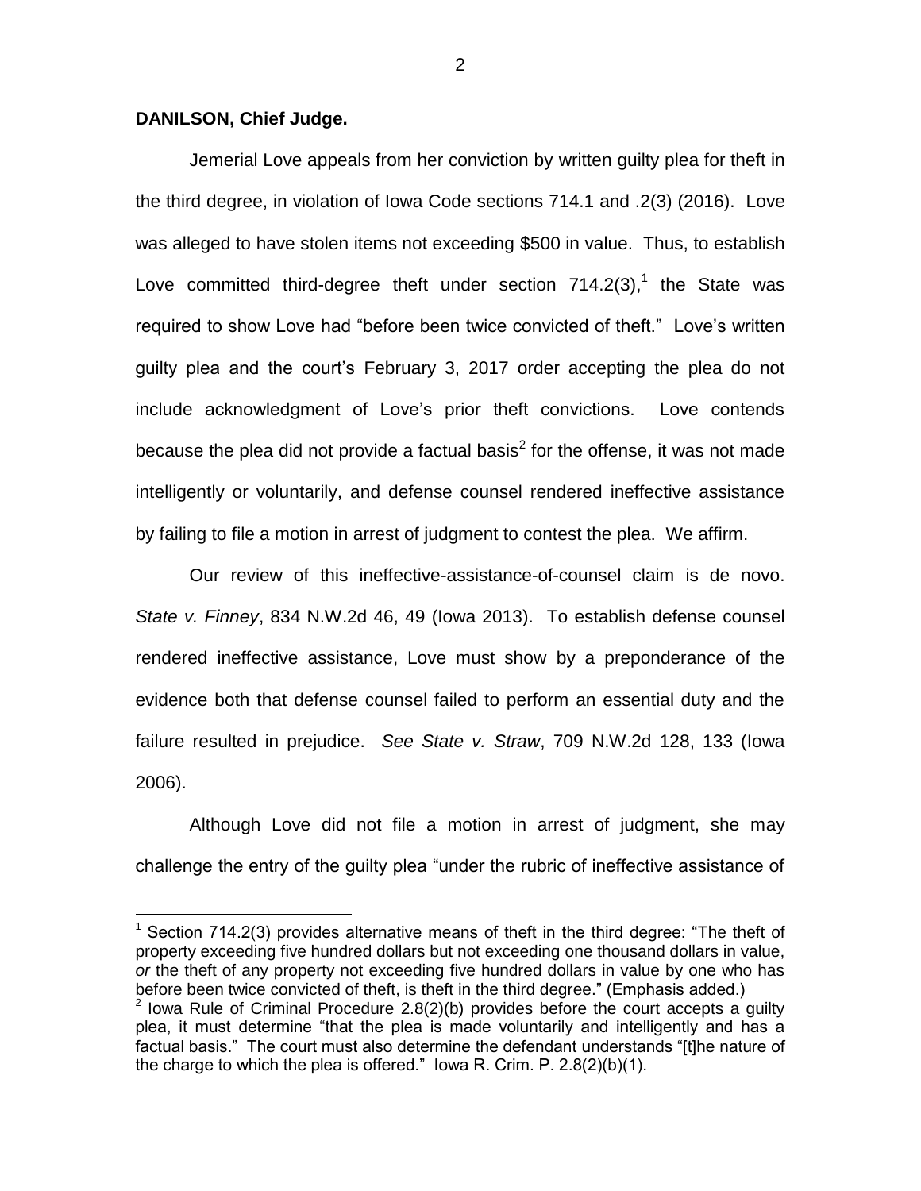**DANILSON, Chief Judge.**

Jemerial Love appeals from her conviction by written guilty plea for theft in the third degree, in violation of Iowa Code sections 714.1 and .2(3) (2016). Love was alleged to have stolen items not exceeding $500 in value. Thus, to establish Love committed third-degree theft under section 714.2(3),[1] the State was required to show Love had "before been twice convicted of theft." Love's written guilty plea and the court's February 3, 2017 order accepting the plea do not include acknowledgment of Love's prior theft convictions. Love contends because the plea did not provide a factual basis[2] for the offense, it was not made intelligently or voluntarily, and defense counsel rendered ineffective assistance by failing to file a motion in arrest of judgment to contest the plea. We affirm.

Our review of this ineffective-assistance-of-counsel claim is de novo. *State v. Finney*, 834 N.W.2d 46, 49 (Iowa 2013). To establish defense counsel rendered ineffective assistance, Love must show by a preponderance of the evidence both that defense counsel failed to perform an essential duty and the failure resulted in prejudice. *See State v. Straw*, 709 N.W.2d 128, 133 (Iowa 2006).

Although Love did not file a motion in arrest of judgment, she may challenge the entry of the guilty plea "under the rubric of ineffective assistance of

---

[1] Section 714.2(3) provides alternative means of theft in the third degree: "The theft of property exceeding five hundred dollars but not exceeding one thousand dollars in value, *or* the theft of any property not exceeding five hundred dollars in value by one who has before been twice convicted of theft, is theft in the third degree." (Emphasis added.)

[2] Iowa Rule of Criminal Procedure 2.8(2)(b) provides before the court accepts a guilty plea, it must determine "that the plea is made voluntarily and intelligently and has a factual basis." The court must also determine the defendant understands "[t]he nature of the charge to which the plea is offered." Iowa R. Crim. P. 2.8(2)(b)(1).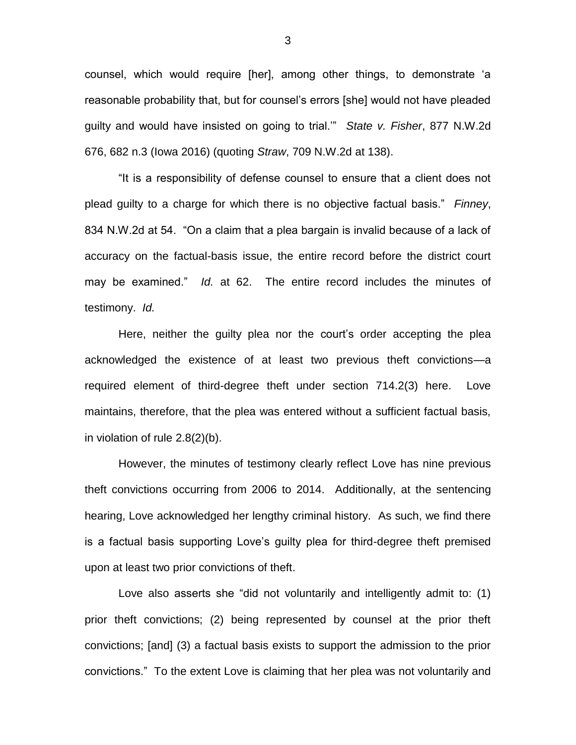counsel, which would require [her], among other things, to demonstrate 'a reasonable probability that, but for counsel's errors [she] would not have pleaded guilty and would have insisted on going to trial.'" *State v. Fisher*, 877 N.W.2d 676, 682 n.3 (Iowa 2016) (quoting *Straw*, 709 N.W.2d at 138).

"It is a responsibility of defense counsel to ensure that a client does not plead guilty to a charge for which there is no objective factual basis." *Finney*, 834 N.W.2d at 54. "On a claim that a plea bargain is invalid because of a lack of accuracy on the factual-basis issue, the entire record before the district court may be examined." *Id.* at 62. The entire record includes the minutes of testimony. *Id.*

Here, neither the guilty plea nor the court's order accepting the plea acknowledged the existence of at least two previous theft convictions—a required element of third-degree theft under section 714.2(3) here. Love maintains, therefore, that the plea was entered without a sufficient factual basis, in violation of rule 2.8(2)(b).

However, the minutes of testimony clearly reflect Love has nine previous theft convictions occurring from 2006 to 2014. Additionally, at the sentencing hearing, Love acknowledged her lengthy criminal history. As such, we find there is a factual basis supporting Love's guilty plea for third-degree theft premised upon at least two prior convictions of theft.

Love also asserts she "did not voluntarily and intelligently admit to: (1) prior theft convictions; (2) being represented by counsel at the prior theft convictions; [and] (3) a factual basis exists to support the admission to the prior convictions." To the extent Love is claiming that her plea was not voluntarily and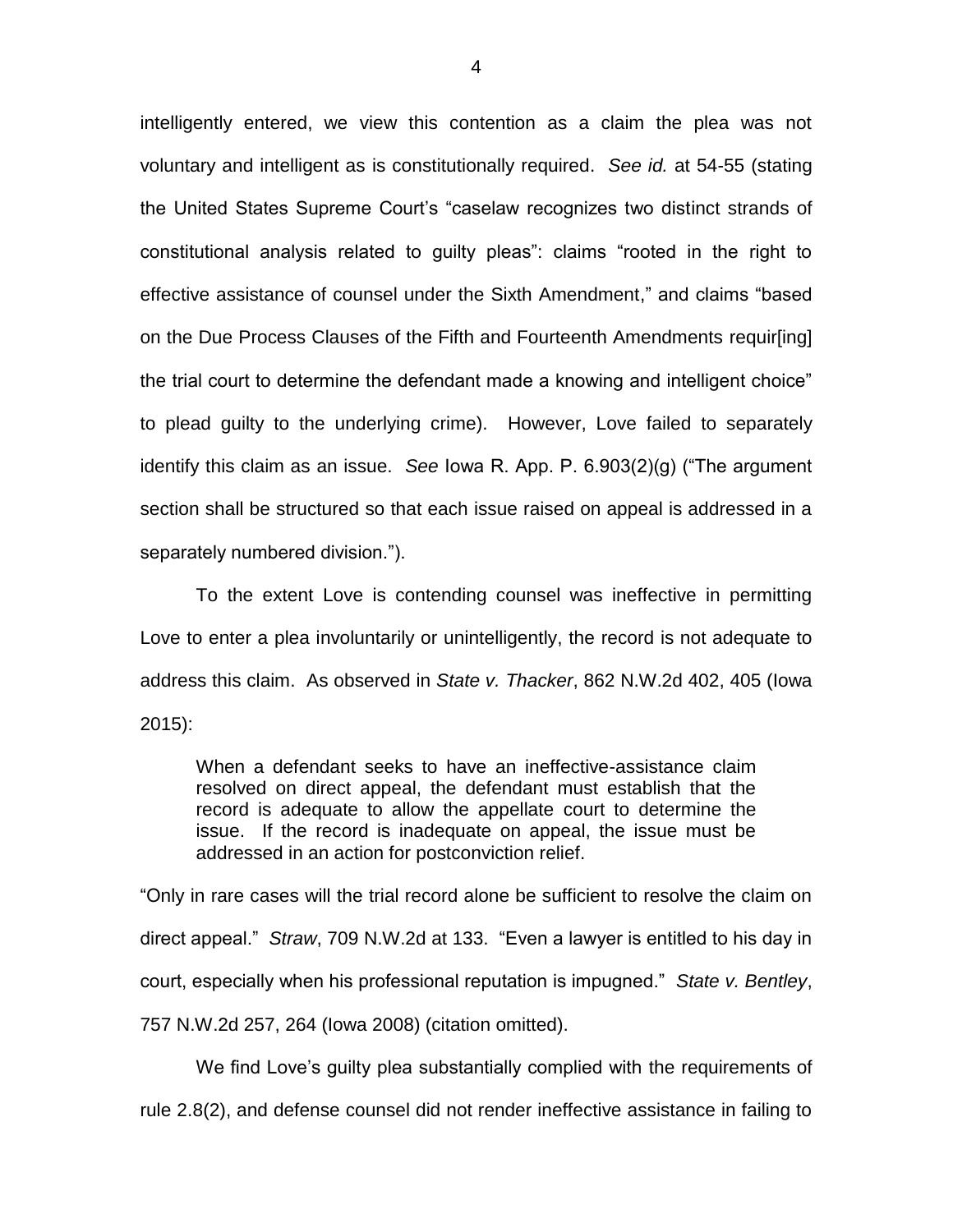intelligently entered, we view this contention as a claim the plea was not voluntary and intelligent as is constitutionally required. *See id.* at 54-55 (stating the United States Supreme Court's "caselaw recognizes two distinct strands of constitutional analysis related to guilty pleas": claims "rooted in the right to effective assistance of counsel under the Sixth Amendment," and claims "based on the Due Process Clauses of the Fifth and Fourteenth Amendments requir[ing] the trial court to determine the defendant made a knowing and intelligent choice" to plead guilty to the underlying crime). However, Love failed to separately identify this claim as an issue. *See* Iowa R. App. P. 6.903(2)(g) ("The argument section shall be structured so that each issue raised on appeal is addressed in a separately numbered division.").

To the extent Love is contending counsel was ineffective in permitting Love to enter a plea involuntarily or unintelligently, the record is not adequate to address this claim. As observed in *State v. Thacker*, 862 N.W.2d 402, 405 (Iowa 2015):

> When a defendant seeks to have an ineffective-assistance claim resolved on direct appeal, the defendant must establish that the record is adequate to allow the appellate court to determine the issue. If the record is inadequate on appeal, the issue must be addressed in an action for postconviction relief.

"Only in rare cases will the trial record alone be sufficient to resolve the claim on direct appeal." *Straw*, 709 N.W.2d at 133. "Even a lawyer is entitled to his day in court, especially when his professional reputation is impugned." *State v. Bentley*, 757 N.W.2d 257, 264 (Iowa 2008) (citation omitted).

We find Love's guilty plea substantially complied with the requirements of rule 2.8(2), and defense counsel did not render ineffective assistance in failing to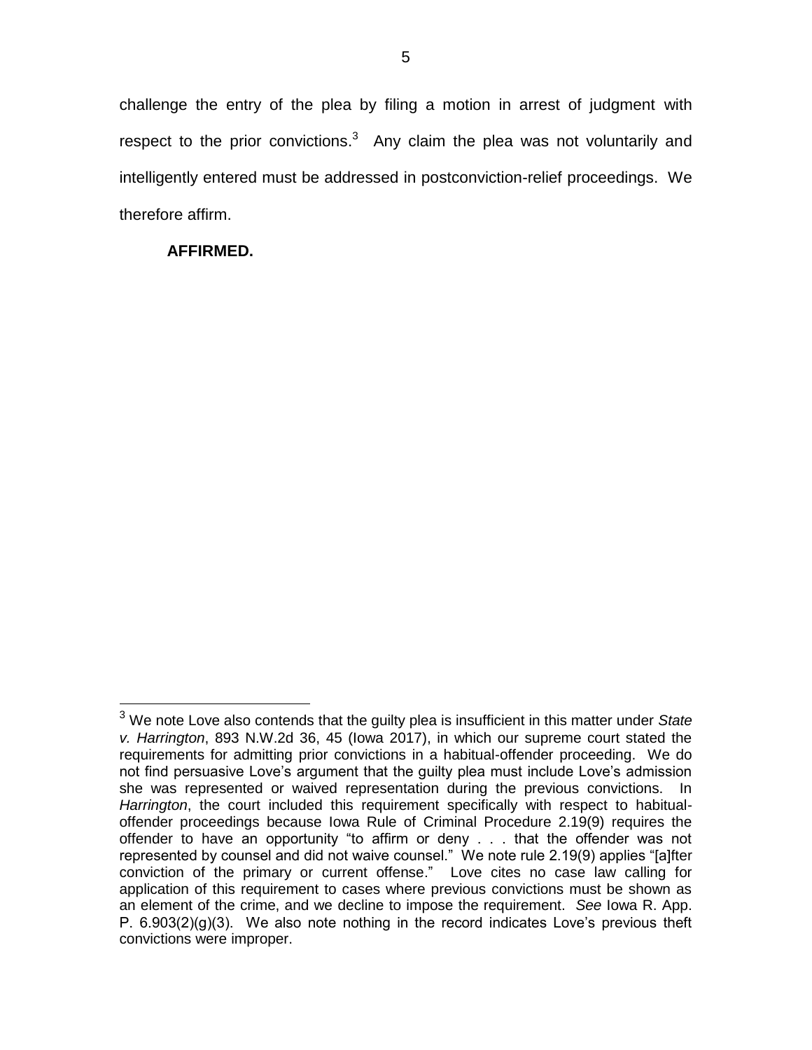challenge the entry of the plea by filing a motion in arrest of judgment with respect to the prior convictions.[3] Any claim the plea was not voluntarily and intelligently entered must be addressed in postconviction-relief proceedings. We therefore affirm.

**AFFIRMED.**

---

[3] We note Love also contends that the guilty plea is insufficient in this matter under *State v. Harrington*, 893 N.W.2d 36, 45 (Iowa 2017), in which our supreme court stated the requirements for admitting prior convictions in a habitual-offender proceeding. We do not find persuasive Love's argument that the guilty plea must include Love's admission she was represented or waived representation during the previous convictions. In *Harrington*, the court included this requirement specifically with respect to habitual-offender proceedings because Iowa Rule of Criminal Procedure 2.19(9) requires the offender to have an opportunity "to affirm or deny . . . that the offender was not represented by counsel and did not waive counsel." We note rule 2.19(9) applies "[a]fter conviction of the primary or current offense." Love cites no case law calling for application of this requirement to cases where previous convictions must be shown as an element of the crime, and we decline to impose the requirement. *See* Iowa R. App. P. 6.903(2)(g)(3). We also note nothing in the record indicates Love's previous theft convictions were improper.